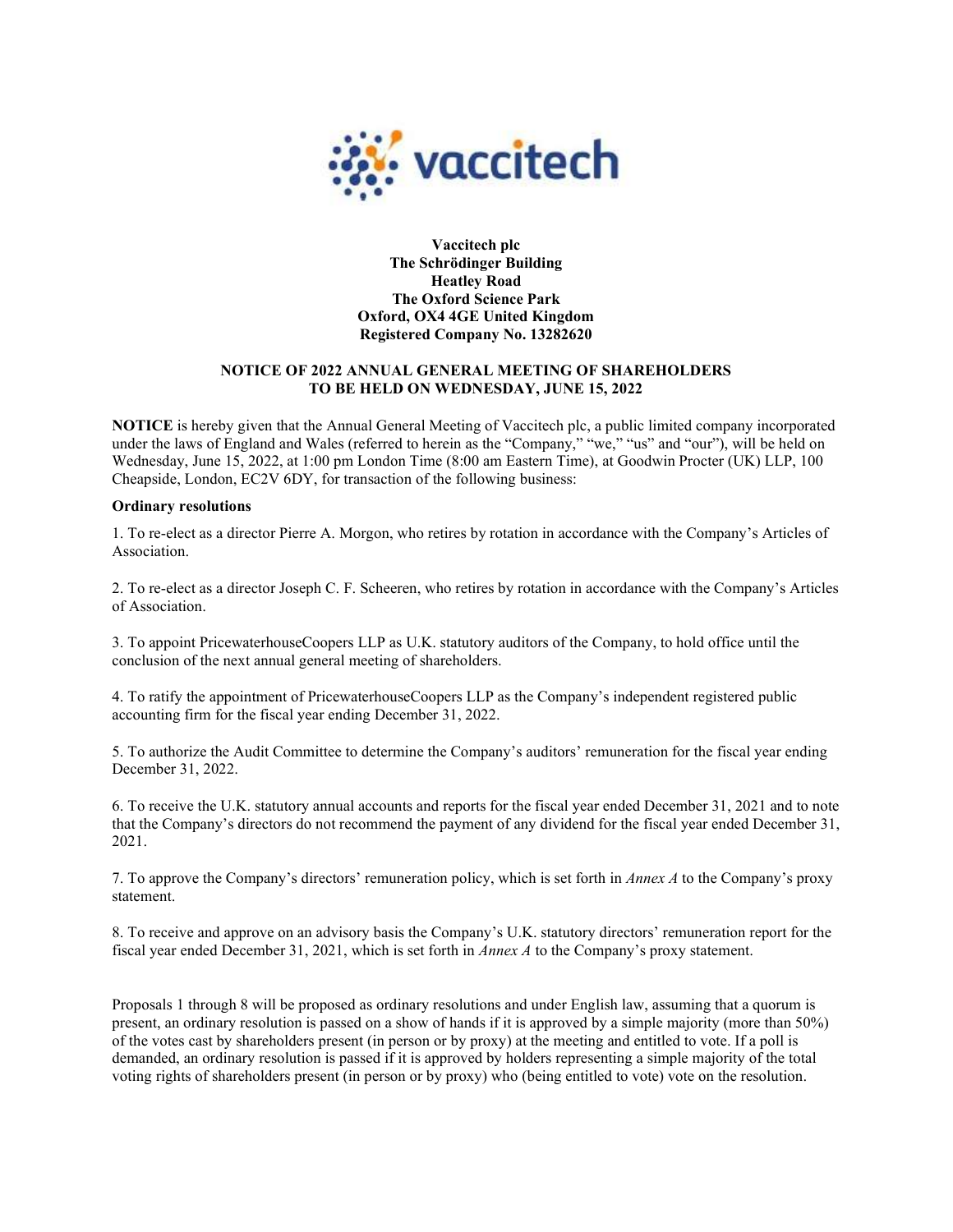**Vaccitech plc**
**The Schrödinger Building**
**Heatley Road**
**The Oxford Science Park**
**Oxford, OX4 4GE United Kingdom**
**Registered Company No. 13282620**

## NOTICE OF 2022 ANNUAL GENERAL MEETING OF SHAREHOLDERS TO BE HELD ON WEDNESDAY, JUNE 15, 2022

**NOTICE** is hereby given that the Annual General Meeting of Vaccitech plc, a public limited company incorporated under the laws of England and Wales (referred to herein as the "Company," "we," "us" and "our"), will be held on Wednesday, June 15, 2022, at 1:00 pm London Time (8:00 am Eastern Time), at Goodwin Procter (UK) LLP, 100 Cheapside, London, EC2V 6DY, for transaction of the following business:

**Ordinary resolutions**

1. To re-elect as a director Pierre A. Morgon, who retires by rotation in accordance with the Company's Articles of Association.

2. To re-elect as a director Joseph C. F. Scheeren, who retires by rotation in accordance with the Company's Articles of Association.

3. To appoint PricewaterhouseCoopers LLP as U.K. statutory auditors of the Company, to hold office until the conclusion of the next annual general meeting of shareholders.

4. To ratify the appointment of PricewaterhouseCoopers LLP as the Company's independent registered public accounting firm for the fiscal year ending December 31, 2022.

5. To authorize the Audit Committee to determine the Company's auditors' remuneration for the fiscal year ending December 31, 2022.

6. To receive the U.K. statutory annual accounts and reports for the fiscal year ended December 31, 2021 and to note that the Company's directors do not recommend the payment of any dividend for the fiscal year ended December 31, 2021.

7. To approve the Company's directors' remuneration policy, which is set forth in *Annex A* to the Company's proxy statement.

8. To receive and approve on an advisory basis the Company's U.K. statutory directors' remuneration report for the fiscal year ended December 31, 2021, which is set forth in *Annex A* to the Company's proxy statement.

Proposals 1 through 8 will be proposed as ordinary resolutions and under English law, assuming that a quorum is present, an ordinary resolution is passed on a show of hands if it is approved by a simple majority (more than 50%) of the votes cast by shareholders present (in person or by proxy) at the meeting and entitled to vote. If a poll is demanded, an ordinary resolution is passed if it is approved by holders representing a simple majority of the total voting rights of shareholders present (in person or by proxy) who (being entitled to vote) vote on the resolution.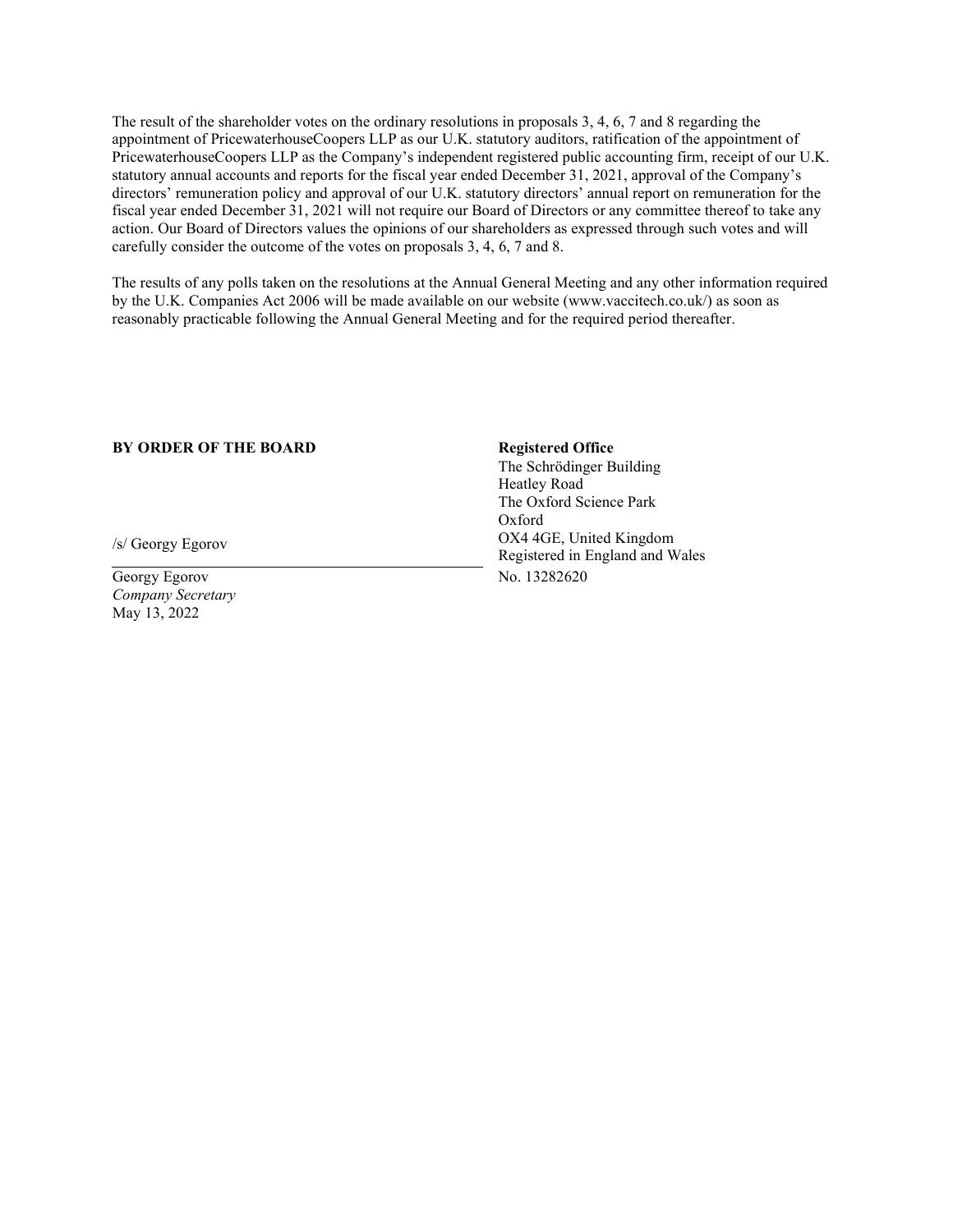The result of the shareholder votes on the ordinary resolutions in proposals 3, 4, 6, 7 and 8 regarding the appointment of PricewaterhouseCoopers LLP as our U.K. statutory auditors, ratification of the appointment of PricewaterhouseCoopers LLP as the Company's independent registered public accounting firm, receipt of our U.K. statutory annual accounts and reports for the fiscal year ended December 31, 2021, approval of the Company's directors' remuneration policy and approval of our U.K. statutory directors' annual report on remuneration for the fiscal year ended December 31, 2021 will not require our Board of Directors or any committee thereof to take any action. Our Board of Directors values the opinions of our shareholders as expressed through such votes and will carefully consider the outcome of the votes on proposals 3, 4, 6, 7 and 8.

The results of any polls taken on the resolutions at the Annual General Meeting and any other information required by the U.K. Companies Act 2006 will be made available on our website (www.vaccitech.co.uk/) as soon as reasonably practicable following the Annual General Meeting and for the required period thereafter.

**BY ORDER OF THE BOARD**

/s/ Georgy Egorov

Georgy Egorov
*Company Secretary*
May 13, 2022

**Registered Office**
The Schrödinger Building
Heatley Road
The Oxford Science Park
Oxford
OX4 4GE, United Kingdom
Registered in England and Wales
No. 13282620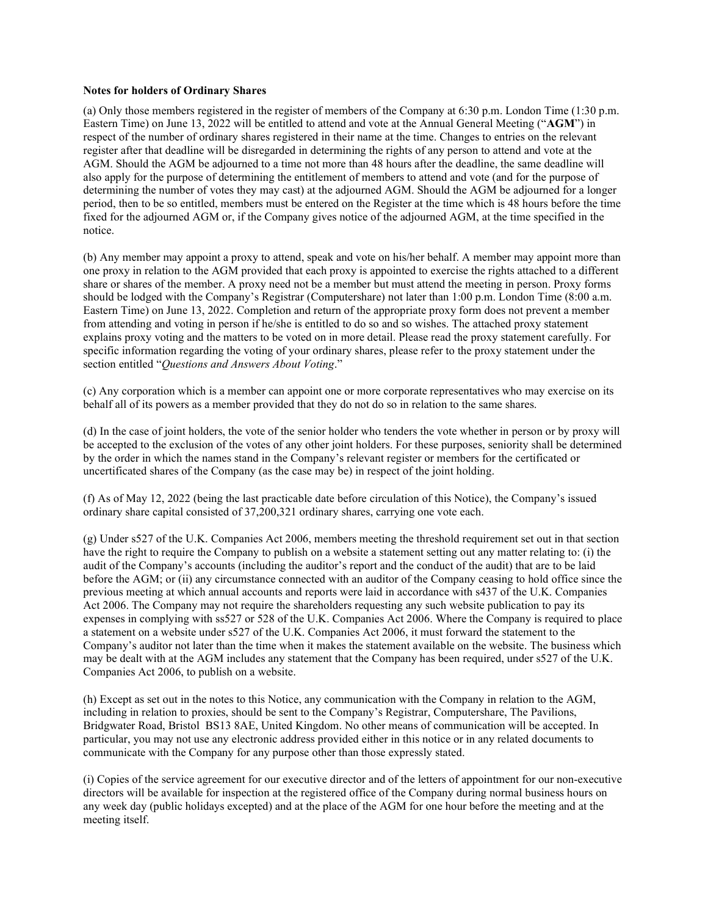**Notes for holders of Ordinary Shares**

(a) Only those members registered in the register of members of the Company at 6:30 p.m. London Time (1:30 p.m. Eastern Time) on June 13, 2022 will be entitled to attend and vote at the Annual General Meeting ("**AGM**") in respect of the number of ordinary shares registered in their name at the time. Changes to entries on the relevant register after that deadline will be disregarded in determining the rights of any person to attend and vote at the AGM. Should the AGM be adjourned to a time not more than 48 hours after the deadline, the same deadline will also apply for the purpose of determining the entitlement of members to attend and vote (and for the purpose of determining the number of votes they may cast) at the adjourned AGM. Should the AGM be adjourned for a longer period, then to be so entitled, members must be entered on the Register at the time which is 48 hours before the time fixed for the adjourned AGM or, if the Company gives notice of the adjourned AGM, at the time specified in the notice.

(b) Any member may appoint a proxy to attend, speak and vote on his/her behalf. A member may appoint more than one proxy in relation to the AGM provided that each proxy is appointed to exercise the rights attached to a different share or shares of the member. A proxy need not be a member but must attend the meeting in person. Proxy forms should be lodged with the Company's Registrar (Computershare) not later than 1:00 p.m. London Time (8:00 a.m. Eastern Time) on June 13, 2022. Completion and return of the appropriate proxy form does not prevent a member from attending and voting in person if he/she is entitled to do so and so wishes. The attached proxy statement explains proxy voting and the matters to be voted on in more detail. Please read the proxy statement carefully. For specific information regarding the voting of your ordinary shares, please refer to the proxy statement under the section entitled "*Questions and Answers About Voting*."

(c) Any corporation which is a member can appoint one or more corporate representatives who may exercise on its behalf all of its powers as a member provided that they do not do so in relation to the same shares.

(d) In the case of joint holders, the vote of the senior holder who tenders the vote whether in person or by proxy will be accepted to the exclusion of the votes of any other joint holders. For these purposes, seniority shall be determined by the order in which the names stand in the Company's relevant register or members for the certificated or uncertificated shares of the Company (as the case may be) in respect of the joint holding.

(f) As of May 12, 2022 (being the last practicable date before circulation of this Notice), the Company's issued ordinary share capital consisted of 37,200,321 ordinary shares, carrying one vote each.

(g) Under s527 of the U.K. Companies Act 2006, members meeting the threshold requirement set out in that section have the right to require the Company to publish on a website a statement setting out any matter relating to: (i) the audit of the Company's accounts (including the auditor's report and the conduct of the audit) that are to be laid before the AGM; or (ii) any circumstance connected with an auditor of the Company ceasing to hold office since the previous meeting at which annual accounts and reports were laid in accordance with s437 of the U.K. Companies Act 2006. The Company may not require the shareholders requesting any such website publication to pay its expenses in complying with ss527 or 528 of the U.K. Companies Act 2006. Where the Company is required to place a statement on a website under s527 of the U.K. Companies Act 2006, it must forward the statement to the Company's auditor not later than the time when it makes the statement available on the website. The business which may be dealt with at the AGM includes any statement that the Company has been required, under s527 of the U.K. Companies Act 2006, to publish on a website.

(h) Except as set out in the notes to this Notice, any communication with the Company in relation to the AGM, including in relation to proxies, should be sent to the Company's Registrar, Computershare, The Pavilions, Bridgwater Road, Bristol BS13 8AE, United Kingdom. No other means of communication will be accepted. In particular, you may not use any electronic address provided either in this notice or in any related documents to communicate with the Company for any purpose other than those expressly stated.

(i) Copies of the service agreement for our executive director and of the letters of appointment for our non-executive directors will be available for inspection at the registered office of the Company during normal business hours on any week day (public holidays excepted) and at the place of the AGM for one hour before the meeting and at the meeting itself.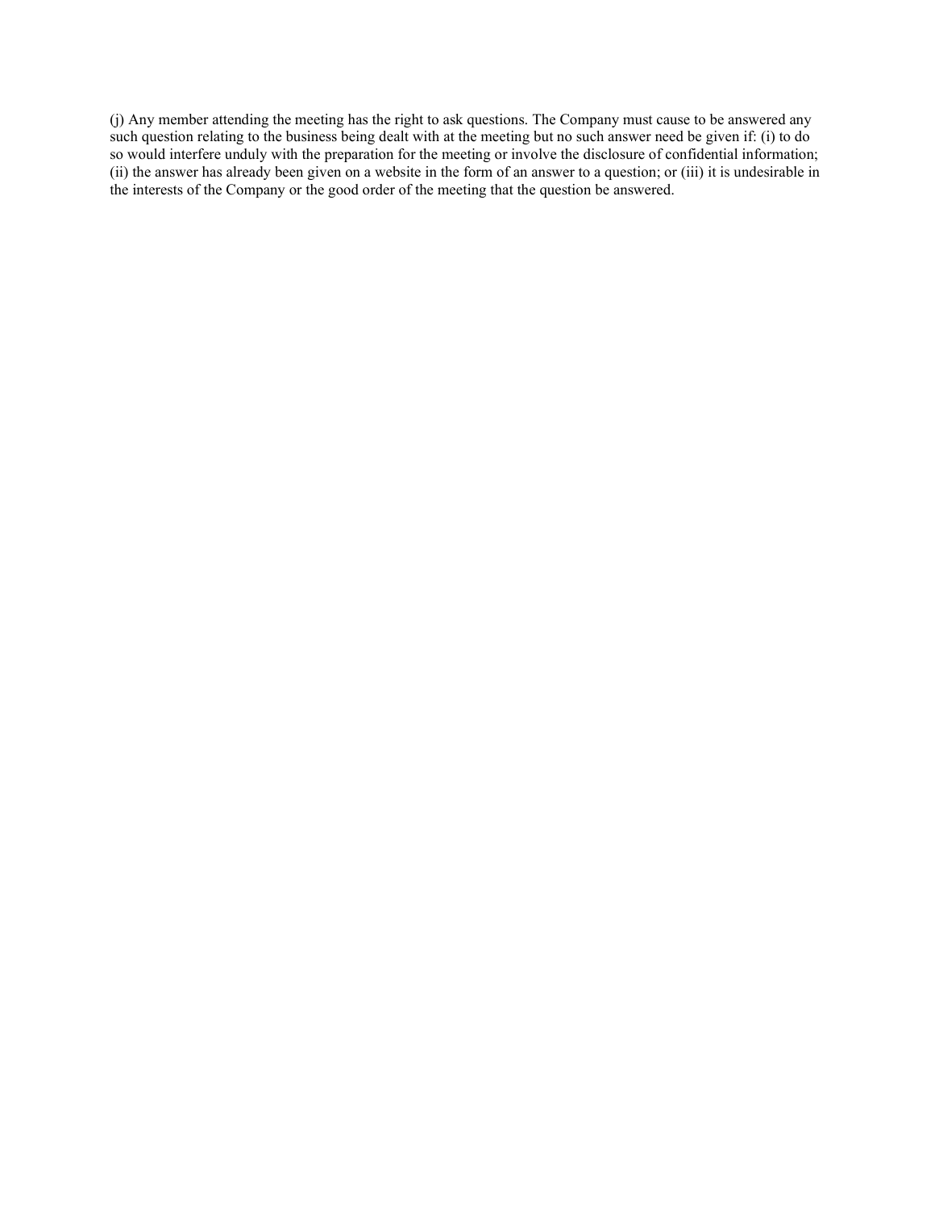(j) Any member attending the meeting has the right to ask questions. The Company must cause to be answered any such question relating to the business being dealt with at the meeting but no such answer need be given if: (i) to do so would interfere unduly with the preparation for the meeting or involve the disclosure of confidential information; (ii) the answer has already been given on a website in the form of an answer to a question; or (iii) it is undesirable in the interests of the Company or the good order of the meeting that the question be answered.